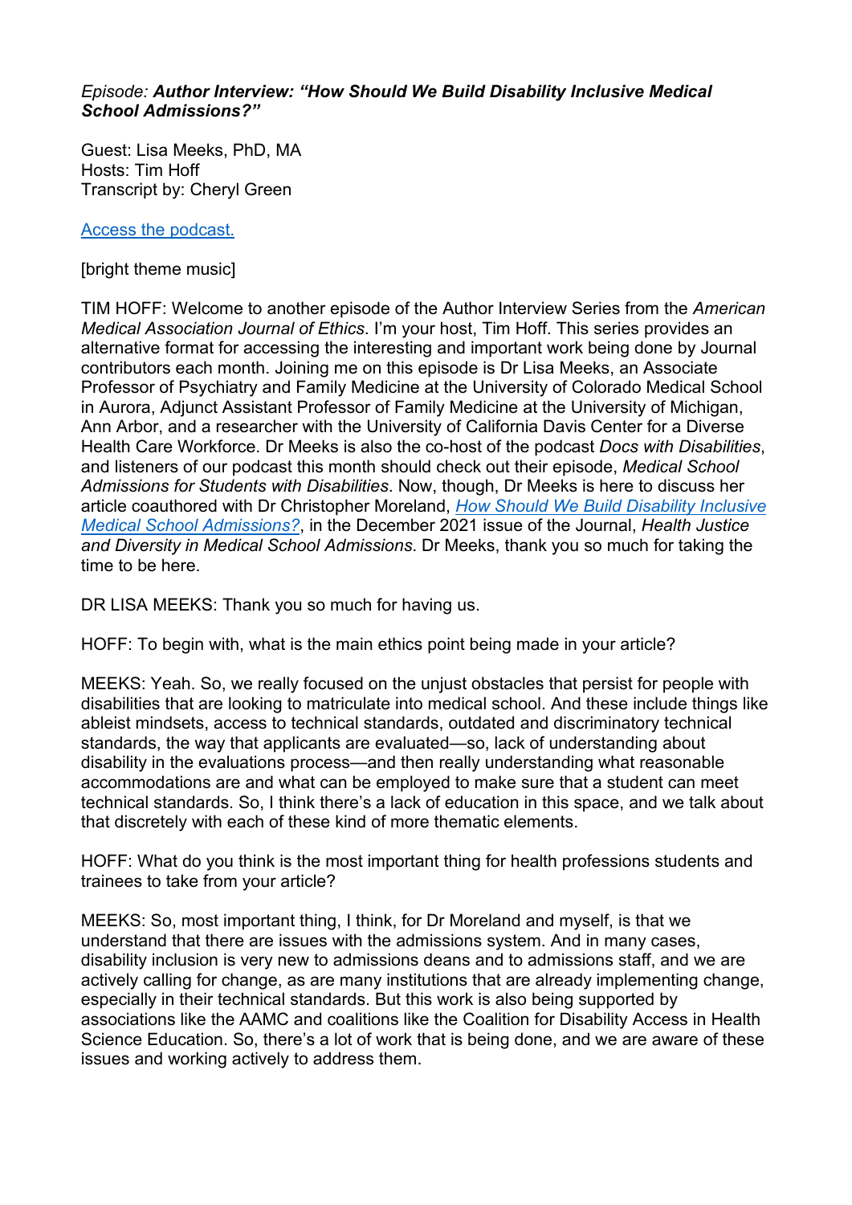*Episode: **Author Interview: "How Should We Build Disability Inclusive Medical School Admissions?"***

Guest: Lisa Meeks, PhD, MA
Hosts: Tim Hoff
Transcript by: Cheryl Green

[Access the podcast.]()

[bright theme music]

TIM HOFF: Welcome to another episode of the Author Interview Series from the *American Medical Association Journal of Ethics*. I'm your host, Tim Hoff. This series provides an alternative format for accessing the interesting and important work being done by Journal contributors each month. Joining me on this episode is Dr Lisa Meeks, an Associate Professor of Psychiatry and Family Medicine at the University of Colorado Medical School in Aurora, Adjunct Assistant Professor of Family Medicine at the University of Michigan, Ann Arbor, and a researcher with the University of California Davis Center for a Diverse Health Care Workforce. Dr Meeks is also the co-host of the podcast *Docs with Disabilities*, and listeners of our podcast this month should check out their episode, *Medical School Admissions for Students with Disabilities*. Now, though, Dr Meeks is here to discuss her article coauthored with Dr Christopher Moreland, [*How Should We Build Disability Inclusive Medical School Admissions?*](), in the December 2021 issue of the Journal, *Health Justice and Diversity in Medical School Admissions*. Dr Meeks, thank you so much for taking the time to be here.

DR LISA MEEKS: Thank you so much for having us.

HOFF: To begin with, what is the main ethics point being made in your article?

MEEKS: Yeah. So, we really focused on the unjust obstacles that persist for people with disabilities that are looking to matriculate into medical school. And these include things like ableist mindsets, access to technical standards, outdated and discriminatory technical standards, the way that applicants are evaluated—so, lack of understanding about disability in the evaluations process—and then really understanding what reasonable accommodations are and what can be employed to make sure that a student can meet technical standards. So, I think there's a lack of education in this space, and we talk about that discretely with each of these kind of more thematic elements.

HOFF: What do you think is the most important thing for health professions students and trainees to take from your article?

MEEKS: So, most important thing, I think, for Dr Moreland and myself, is that we understand that there are issues with the admissions system. And in many cases, disability inclusion is very new to admissions deans and to admissions staff, and we are actively calling for change, as are many institutions that are already implementing change, especially in their technical standards. But this work is also being supported by associations like the AAMC and coalitions like the Coalition for Disability Access in Health Science Education. So, there's a lot of work that is being done, and we are aware of these issues and working actively to address them.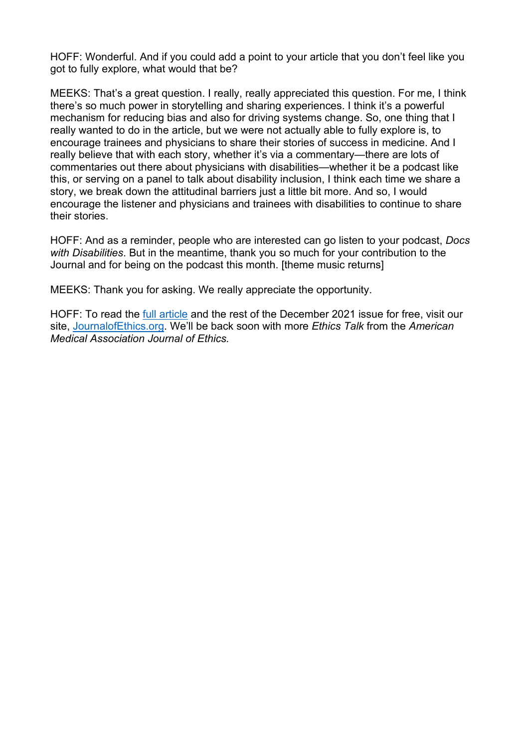HOFF: Wonderful. And if you could add a point to your article that you don't feel like you got to fully explore, what would that be?

MEEKS: That's a great question. I really, really appreciated this question. For me, I think there's so much power in storytelling and sharing experiences. I think it's a powerful mechanism for reducing bias and also for driving systems change. So, one thing that I really wanted to do in the article, but we were not actually able to fully explore is, to encourage trainees and physicians to share their stories of success in medicine. And I really believe that with each story, whether it's via a commentary—there are lots of commentaries out there about physicians with disabilities—whether it be a podcast like this, or serving on a panel to talk about disability inclusion, I think each time we share a story, we break down the attitudinal barriers just a little bit more. And so, I would encourage the listener and physicians and trainees with disabilities to continue to share their stories.

HOFF: And as a reminder, people who are interested can go listen to your podcast, *Docs with Disabilities*. But in the meantime, thank you so much for your contribution to the Journal and for being on the podcast this month. [theme music returns]

MEEKS: Thank you for asking. We really appreciate the opportunity.

HOFF: To read the full article and the rest of the December 2021 issue for free, visit our site, JournalofEthics.org. We'll be back soon with more *Ethics Talk* from the *American Medical Association Journal of Ethics.*